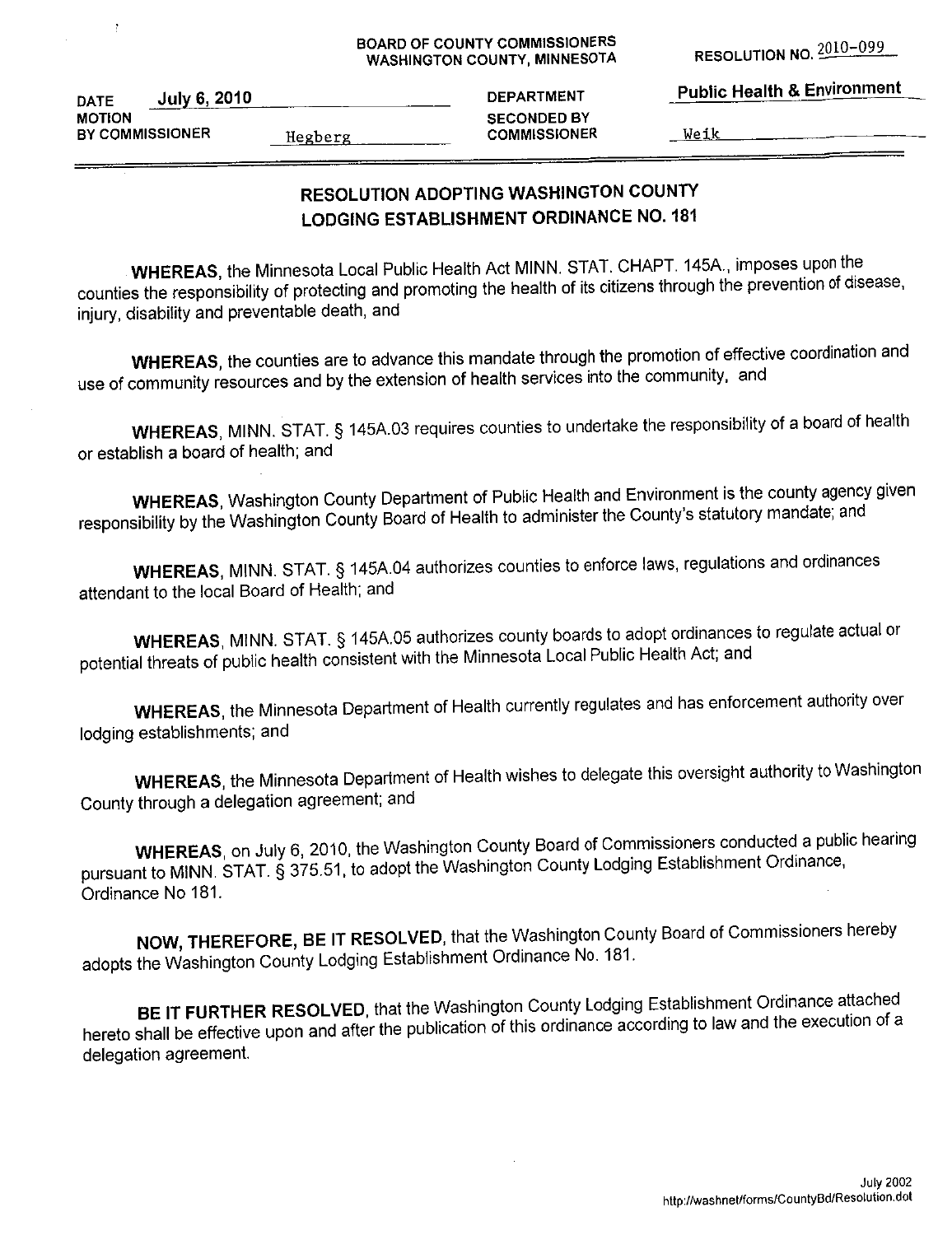BOARD OF COUNTY COMMISSIONERS
WASHINGTON COUNTY, MINNESOTA

RESOLUTION NO. 2010-099

DATE July 6, 2010

DEPARTMENT Public Health & Environment

MOTION BY COMMISSIONER Hegberg

SECONDED BY COMMISSIONER Weik

## RESOLUTION ADOPTING WASHINGTON COUNTY LODGING ESTABLISHMENT ORDINANCE NO. 181

**WHEREAS**, the Minnesota Local Public Health Act MINN. STAT. CHAPT. 145A., imposes upon the counties the responsibility of protecting and promoting the health of its citizens through the prevention of disease, injury, disability and preventable death, and

**WHEREAS**, the counties are to advance this mandate through the promotion of effective coordination and use of community resources and by the extension of health services into the community, and

**WHEREAS**, MINN. STAT. § 145A.03 requires counties to undertake the responsibility of a board of health or establish a board of health; and

**WHEREAS**, Washington County Department of Public Health and Environment is the county agency given responsibility by the Washington County Board of Health to administer the County's statutory mandate; and

**WHEREAS**, MINN. STAT. § 145A.04 authorizes counties to enforce laws, regulations and ordinances attendant to the local Board of Health; and

**WHEREAS**, MINN. STAT. § 145A.05 authorizes county boards to adopt ordinances to regulate actual or potential threats of public health consistent with the Minnesota Local Public Health Act; and

**WHEREAS**, the Minnesota Department of Health currently regulates and has enforcement authority over lodging establishments; and

**WHEREAS**, the Minnesota Department of Health wishes to delegate this oversight authority to Washington County through a delegation agreement; and

**WHEREAS**, on July 6, 2010, the Washington County Board of Commissioners conducted a public hearing pursuant to MINN. STAT. § 375.51, to adopt the Washington County Lodging Establishment Ordinance, Ordinance No 181.

**NOW, THEREFORE, BE IT RESOLVED**, that the Washington County Board of Commissioners hereby adopts the Washington County Lodging Establishment Ordinance No. 181.

**BE IT FURTHER RESOLVED**, that the Washington County Lodging Establishment Ordinance attached hereto shall be effective upon and after the publication of this ordinance according to law and the execution of a delegation agreement.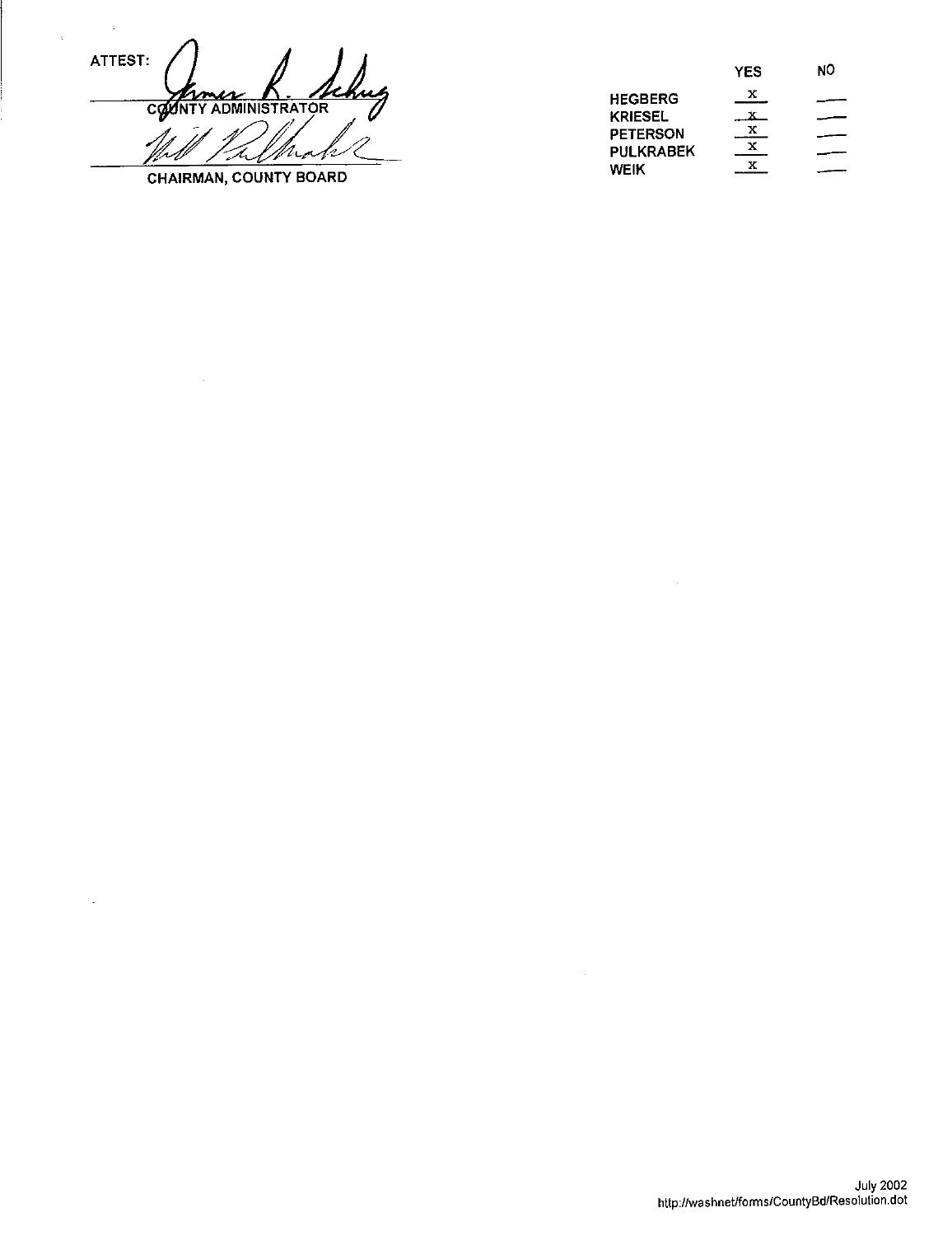ATTEST:

COUNTY ADMINISTRATOR

CHAIRMAN, COUNTY BOARD

| | YES | NO |
|---|---|---|
| HEGBERG | x | |
| KRIESEL | x | |
| PETERSON | x | |
| PULKRABEK | x | |
| WEIK | x | |

July 2002
http://washnet/forms/CountyBd/Resolution.dot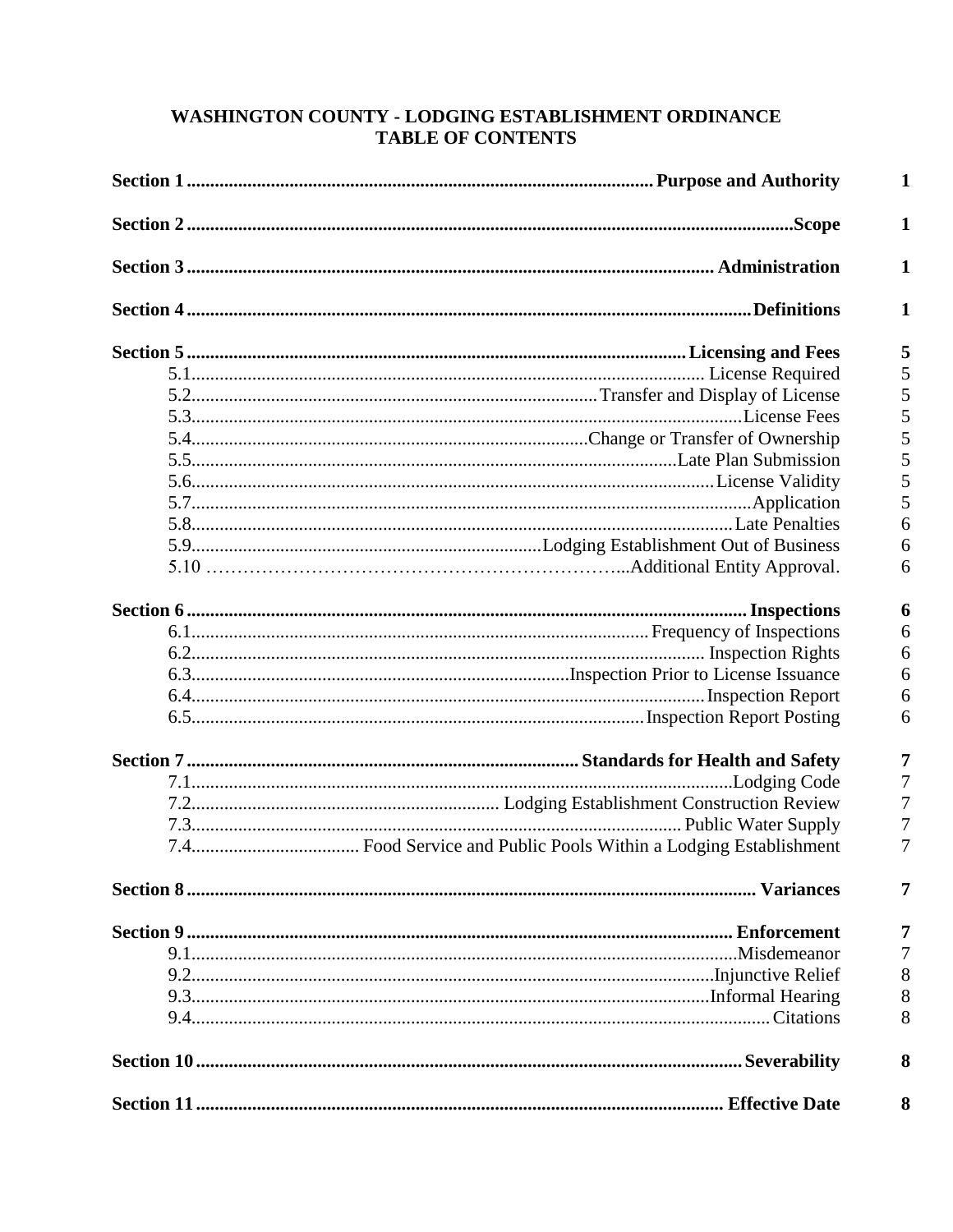# WASHINGTON COUNTY - LODGING ESTABLISHMENT ORDINANCE
## TABLE OF CONTENTS

| | | |
|---|---|---|
| **Section 1** | **Purpose and Authority** | **1** |
| **Section 2** | **Scope** | **1** |
| **Section 3** | **Administration** | **1** |
| **Section 4** | **Definitions** | **1** |
| **Section 5** | **Licensing and Fees** | **5** |
| 5.1 | License Required | 5 |
| 5.2 | Transfer and Display of License | 5 |
| 5.3 | License Fees | 5 |
| 5.4 | Change or Transfer of Ownership | 5 |
| 5.5 | Late Plan Submission | 5 |
| 5.6 | License Validity | 5 |
| 5.7 | Application | 5 |
| 5.8 | Late Penalties | 6 |
| 5.9 | Lodging Establishment Out of Business | 6 |
| 5.10 | Additional Entity Approval. | 6 |
| **Section 6** | **Inspections** | **6** |
| 6.1 | Frequency of Inspections | 6 |
| 6.2 | Inspection Rights | 6 |
| 6.3 | Inspection Prior to License Issuance | 6 |
| 6.4 | Inspection Report | 6 |
| 6.5 | Inspection Report Posting | 6 |
| **Section 7** | **Standards for Health and Safety** | **7** |
| 7.1 | Lodging Code | 7 |
| 7.2 | Lodging Establishment Construction Review | 7 |
| 7.3 | Public Water Supply | 7 |
| 7.4 | Food Service and Public Pools Within a Lodging Establishment | 7 |
| **Section 8** | **Variances** | **7** |
| **Section 9** | **Enforcement** | **7** |
| 9.1 | Misdemeanor | 7 |
| 9.2 | Injunctive Relief | 8 |
| 9.3 | Informal Hearing | 8 |
| 9.4 | Citations | 8 |
| **Section 10** | **Severability** | **8** |
| **Section 11** | **Effective Date** | **8** |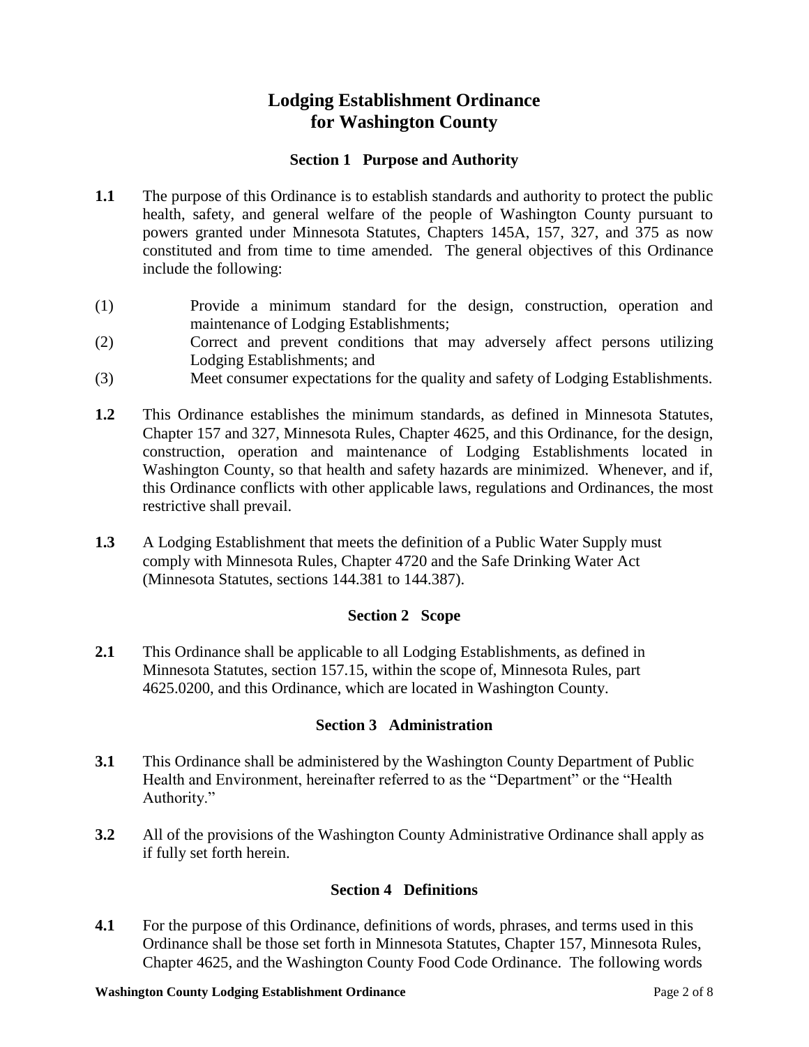# Lodging Establishment Ordinance for Washington County

## Section 1 Purpose and Authority

**1.1** The purpose of this Ordinance is to establish standards and authority to protect the public health, safety, and general welfare of the people of Washington County pursuant to powers granted under Minnesota Statutes, Chapters 145A, 157, 327, and 375 as now constituted and from time to time amended. The general objectives of this Ordinance include the following:

(1) Provide a minimum standard for the design, construction, operation and maintenance of Lodging Establishments;

(2) Correct and prevent conditions that may adversely affect persons utilizing Lodging Establishments; and

(3) Meet consumer expectations for the quality and safety of Lodging Establishments.

**1.2** This Ordinance establishes the minimum standards, as defined in Minnesota Statutes, Chapter 157 and 327, Minnesota Rules, Chapter 4625, and this Ordinance, for the design, construction, operation and maintenance of Lodging Establishments located in Washington County, so that health and safety hazards are minimized. Whenever, and if, this Ordinance conflicts with other applicable laws, regulations and Ordinances, the most restrictive shall prevail.

**1.3** A Lodging Establishment that meets the definition of a Public Water Supply must comply with Minnesota Rules, Chapter 4720 and the Safe Drinking Water Act (Minnesota Statutes, sections 144.381 to 144.387).

## Section 2 Scope

**2.1** This Ordinance shall be applicable to all Lodging Establishments, as defined in Minnesota Statutes, section 157.15, within the scope of, Minnesota Rules, part 4625.0200, and this Ordinance, which are located in Washington County.

## Section 3 Administration

**3.1** This Ordinance shall be administered by the Washington County Department of Public Health and Environment, hereinafter referred to as the "Department" or the "Health Authority."

**3.2** All of the provisions of the Washington County Administrative Ordinance shall apply as if fully set forth herein.

## Section 4 Definitions

**4.1** For the purpose of this Ordinance, definitions of words, phrases, and terms used in this Ordinance shall be those set forth in Minnesota Statutes, Chapter 157, Minnesota Rules, Chapter 4625, and the Washington County Food Code Ordinance. The following words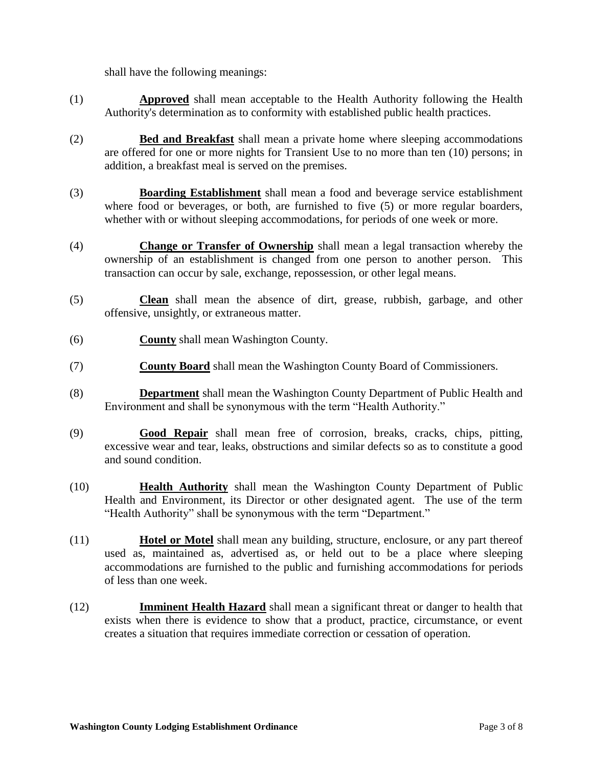shall have the following meanings:

(1) **Approved** shall mean acceptable to the Health Authority following the Health Authority's determination as to conformity with established public health practices.

(2) **Bed and Breakfast** shall mean a private home where sleeping accommodations are offered for one or more nights for Transient Use to no more than ten (10) persons; in addition, a breakfast meal is served on the premises.

(3) **Boarding Establishment** shall mean a food and beverage service establishment where food or beverages, or both, are furnished to five (5) or more regular boarders, whether with or without sleeping accommodations, for periods of one week or more.

(4) **Change or Transfer of Ownership** shall mean a legal transaction whereby the ownership of an establishment is changed from one person to another person. This transaction can occur by sale, exchange, repossession, or other legal means.

(5) **Clean** shall mean the absence of dirt, grease, rubbish, garbage, and other offensive, unsightly, or extraneous matter.

(6) **County** shall mean Washington County.

(7) **County Board** shall mean the Washington County Board of Commissioners.

(8) **Department** shall mean the Washington County Department of Public Health and Environment and shall be synonymous with the term "Health Authority."

(9) **Good Repair** shall mean free of corrosion, breaks, cracks, chips, pitting, excessive wear and tear, leaks, obstructions and similar defects so as to constitute a good and sound condition.

(10) **Health Authority** shall mean the Washington County Department of Public Health and Environment, its Director or other designated agent. The use of the term "Health Authority" shall be synonymous with the term "Department."

(11) **Hotel or Motel** shall mean any building, structure, enclosure, or any part thereof used as, maintained as, advertised as, or held out to be a place where sleeping accommodations are furnished to the public and furnishing accommodations for periods of less than one week.

(12) **Imminent Health Hazard** shall mean a significant threat or danger to health that exists when there is evidence to show that a product, practice, circumstance, or event creates a situation that requires immediate correction or cessation of operation.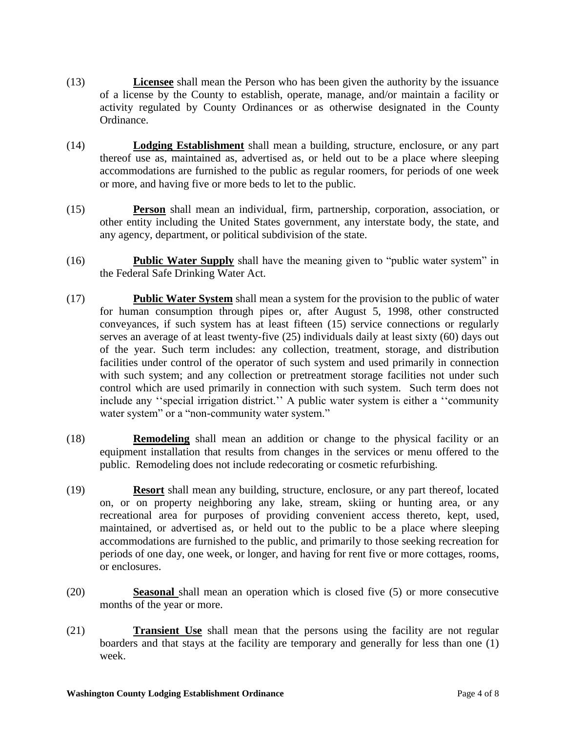(13) **Licensee** shall mean the Person who has been given the authority by the issuance of a license by the County to establish, operate, manage, and/or maintain a facility or activity regulated by County Ordinances or as otherwise designated in the County Ordinance.

(14) **Lodging Establishment** shall mean a building, structure, enclosure, or any part thereof use as, maintained as, advertised as, or held out to be a place where sleeping accommodations are furnished to the public as regular roomers, for periods of one week or more, and having five or more beds to let to the public.

(15) **Person** shall mean an individual, firm, partnership, corporation, association, or other entity including the United States government, any interstate body, the state, and any agency, department, or political subdivision of the state.

(16) **Public Water Supply** shall have the meaning given to "public water system" in the Federal Safe Drinking Water Act.

(17) **Public Water System** shall mean a system for the provision to the public of water for human consumption through pipes or, after August 5, 1998, other constructed conveyances, if such system has at least fifteen (15) service connections or regularly serves an average of at least twenty-five (25) individuals daily at least sixty (60) days out of the year. Such term includes: any collection, treatment, storage, and distribution facilities under control of the operator of such system and used primarily in connection with such system; and any collection or pretreatment storage facilities not under such control which are used primarily in connection with such system. Such term does not include any ''special irrigation district.'' A public water system is either a ''community water system" or a "non-community water system."

(18) **Remodeling** shall mean an addition or change to the physical facility or an equipment installation that results from changes in the services or menu offered to the public. Remodeling does not include redecorating or cosmetic refurbishing.

(19) **Resort** shall mean any building, structure, enclosure, or any part thereof, located on, or on property neighboring any lake, stream, skiing or hunting area, or any recreational area for purposes of providing convenient access thereto, kept, used, maintained, or advertised as, or held out to the public to be a place where sleeping accommodations are furnished to the public, and primarily to those seeking recreation for periods of one day, one week, or longer, and having for rent five or more cottages, rooms, or enclosures.

(20) **Seasonal** shall mean an operation which is closed five (5) or more consecutive months of the year or more.

(21) **Transient Use** shall mean that the persons using the facility are not regular boarders and that stays at the facility are temporary and generally for less than one (1) week.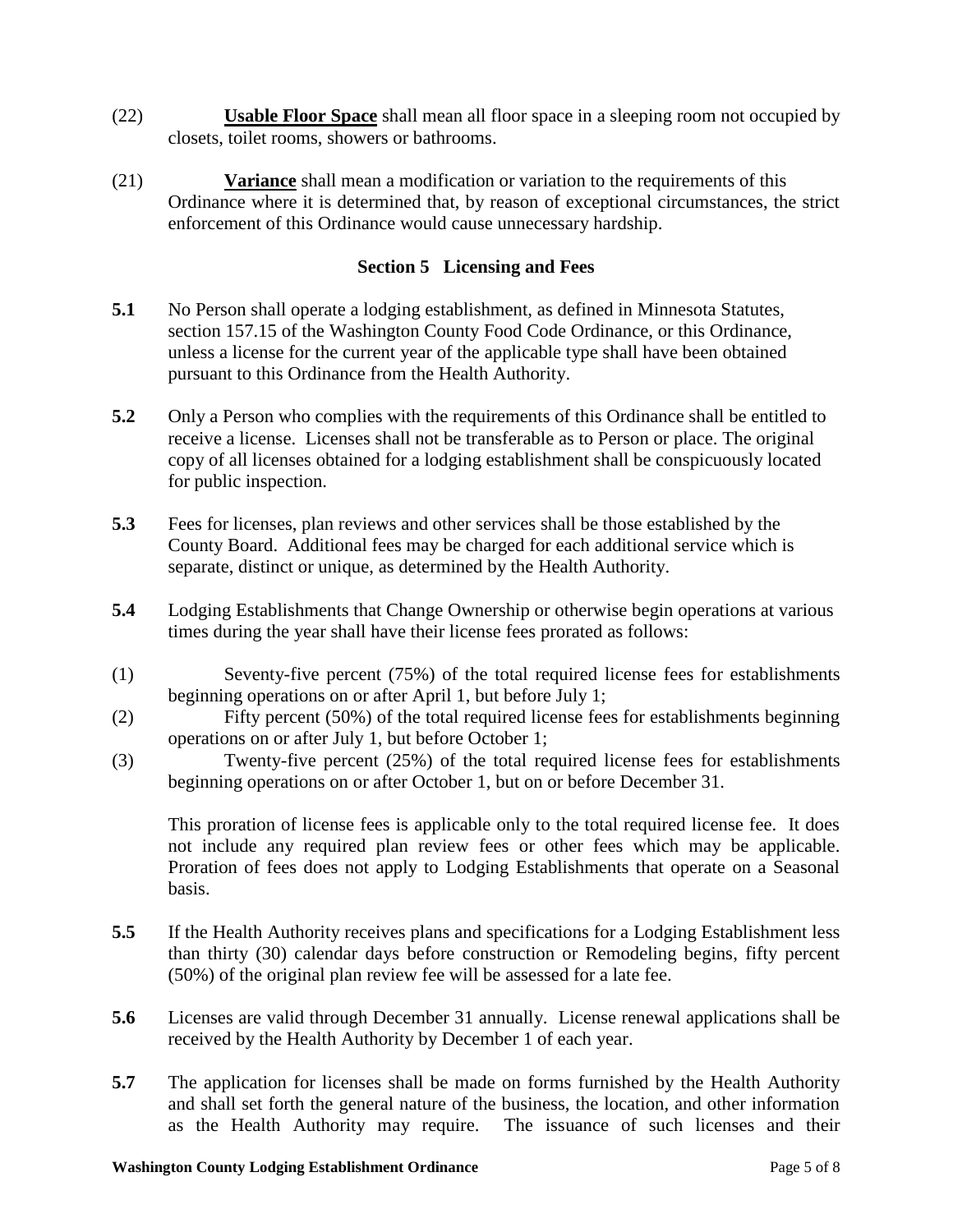(22) **Usable Floor Space** shall mean all floor space in a sleeping room not occupied by closets, toilet rooms, showers or bathrooms.

(21) **Variance** shall mean a modification or variation to the requirements of this Ordinance where it is determined that, by reason of exceptional circumstances, the strict enforcement of this Ordinance would cause unnecessary hardship.

## Section 5 Licensing and Fees

**5.1** No Person shall operate a lodging establishment, as defined in Minnesota Statutes, section 157.15 of the Washington County Food Code Ordinance, or this Ordinance, unless a license for the current year of the applicable type shall have been obtained pursuant to this Ordinance from the Health Authority.

**5.2** Only a Person who complies with the requirements of this Ordinance shall be entitled to receive a license. Licenses shall not be transferable as to Person or place. The original copy of all licenses obtained for a lodging establishment shall be conspicuously located for public inspection.

**5.3** Fees for licenses, plan reviews and other services shall be those established by the County Board. Additional fees may be charged for each additional service which is separate, distinct or unique, as determined by the Health Authority.

**5.4** Lodging Establishments that Change Ownership or otherwise begin operations at various times during the year shall have their license fees prorated as follows:

(1) Seventy-five percent (75%) of the total required license fees for establishments beginning operations on or after April 1, but before July 1;

(2) Fifty percent (50%) of the total required license fees for establishments beginning operations on or after July 1, but before October 1;

(3) Twenty-five percent (25%) of the total required license fees for establishments beginning operations on or after October 1, but on or before December 31.

This proration of license fees is applicable only to the total required license fee. It does not include any required plan review fees or other fees which may be applicable. Proration of fees does not apply to Lodging Establishments that operate on a Seasonal basis.

**5.5** If the Health Authority receives plans and specifications for a Lodging Establishment less than thirty (30) calendar days before construction or Remodeling begins, fifty percent (50%) of the original plan review fee will be assessed for a late fee.

**5.6** Licenses are valid through December 31 annually. License renewal applications shall be received by the Health Authority by December 1 of each year.

**5.7** The application for licenses shall be made on forms furnished by the Health Authority and shall set forth the general nature of the business, the location, and other information as the Health Authority may require. The issuance of such licenses and their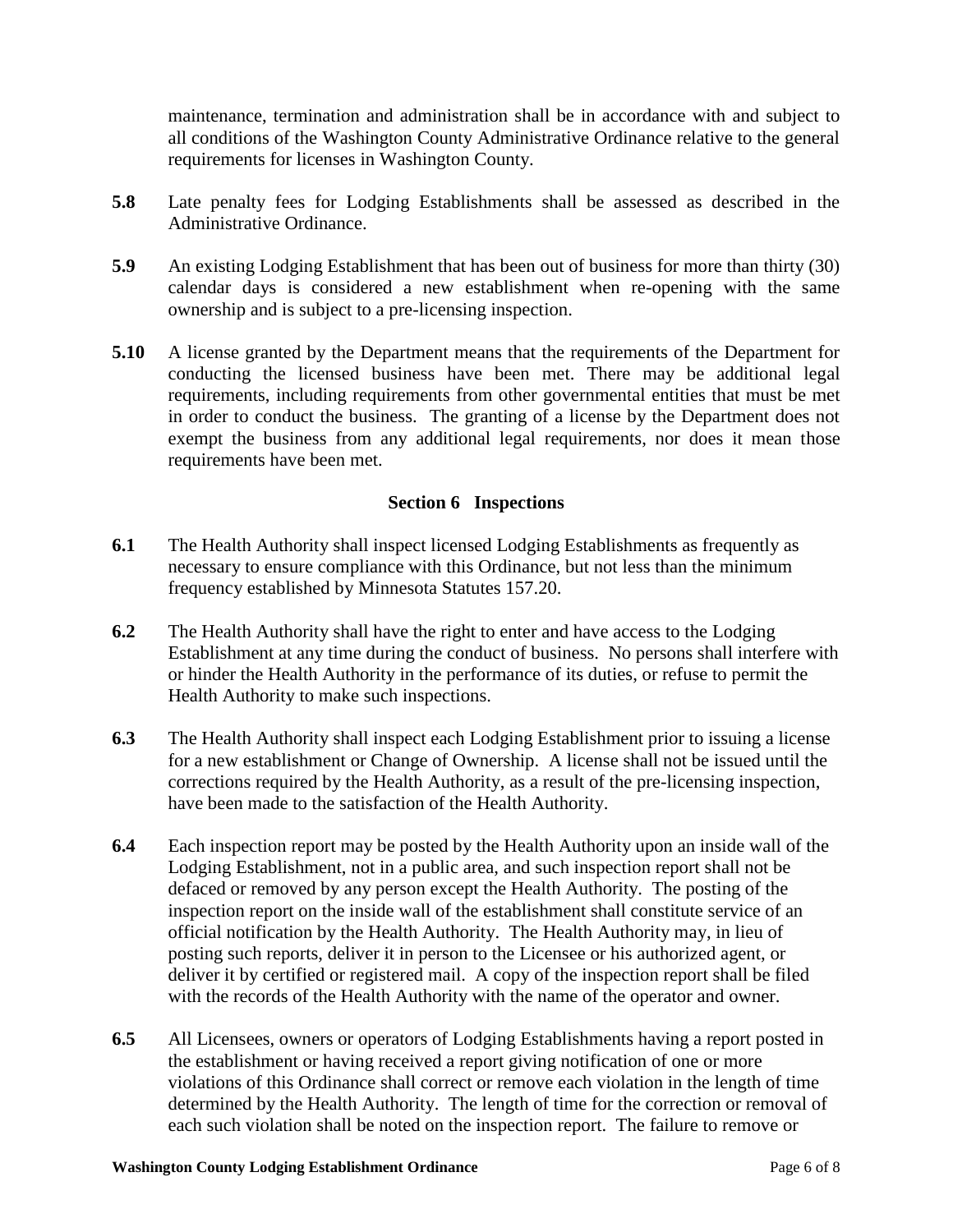maintenance, termination and administration shall be in accordance with and subject to all conditions of the Washington County Administrative Ordinance relative to the general requirements for licenses in Washington County.

**5.8** Late penalty fees for Lodging Establishments shall be assessed as described in the Administrative Ordinance.

**5.9** An existing Lodging Establishment that has been out of business for more than thirty (30) calendar days is considered a new establishment when re-opening with the same ownership and is subject to a pre-licensing inspection.

**5.10** A license granted by the Department means that the requirements of the Department for conducting the licensed business have been met. There may be additional legal requirements, including requirements from other governmental entities that must be met in order to conduct the business. The granting of a license by the Department does not exempt the business from any additional legal requirements, nor does it mean those requirements have been met.

## Section 6 Inspections

**6.1** The Health Authority shall inspect licensed Lodging Establishments as frequently as necessary to ensure compliance with this Ordinance, but not less than the minimum frequency established by Minnesota Statutes 157.20.

**6.2** The Health Authority shall have the right to enter and have access to the Lodging Establishment at any time during the conduct of business. No persons shall interfere with or hinder the Health Authority in the performance of its duties, or refuse to permit the Health Authority to make such inspections.

**6.3** The Health Authority shall inspect each Lodging Establishment prior to issuing a license for a new establishment or Change of Ownership. A license shall not be issued until the corrections required by the Health Authority, as a result of the pre-licensing inspection, have been made to the satisfaction of the Health Authority.

**6.4** Each inspection report may be posted by the Health Authority upon an inside wall of the Lodging Establishment, not in a public area, and such inspection report shall not be defaced or removed by any person except the Health Authority. The posting of the inspection report on the inside wall of the establishment shall constitute service of an official notification by the Health Authority. The Health Authority may, in lieu of posting such reports, deliver it in person to the Licensee or his authorized agent, or deliver it by certified or registered mail. A copy of the inspection report shall be filed with the records of the Health Authority with the name of the operator and owner.

**6.5** All Licensees, owners or operators of Lodging Establishments having a report posted in the establishment or having received a report giving notification of one or more violations of this Ordinance shall correct or remove each violation in the length of time determined by the Health Authority. The length of time for the correction or removal of each such violation shall be noted on the inspection report. The failure to remove or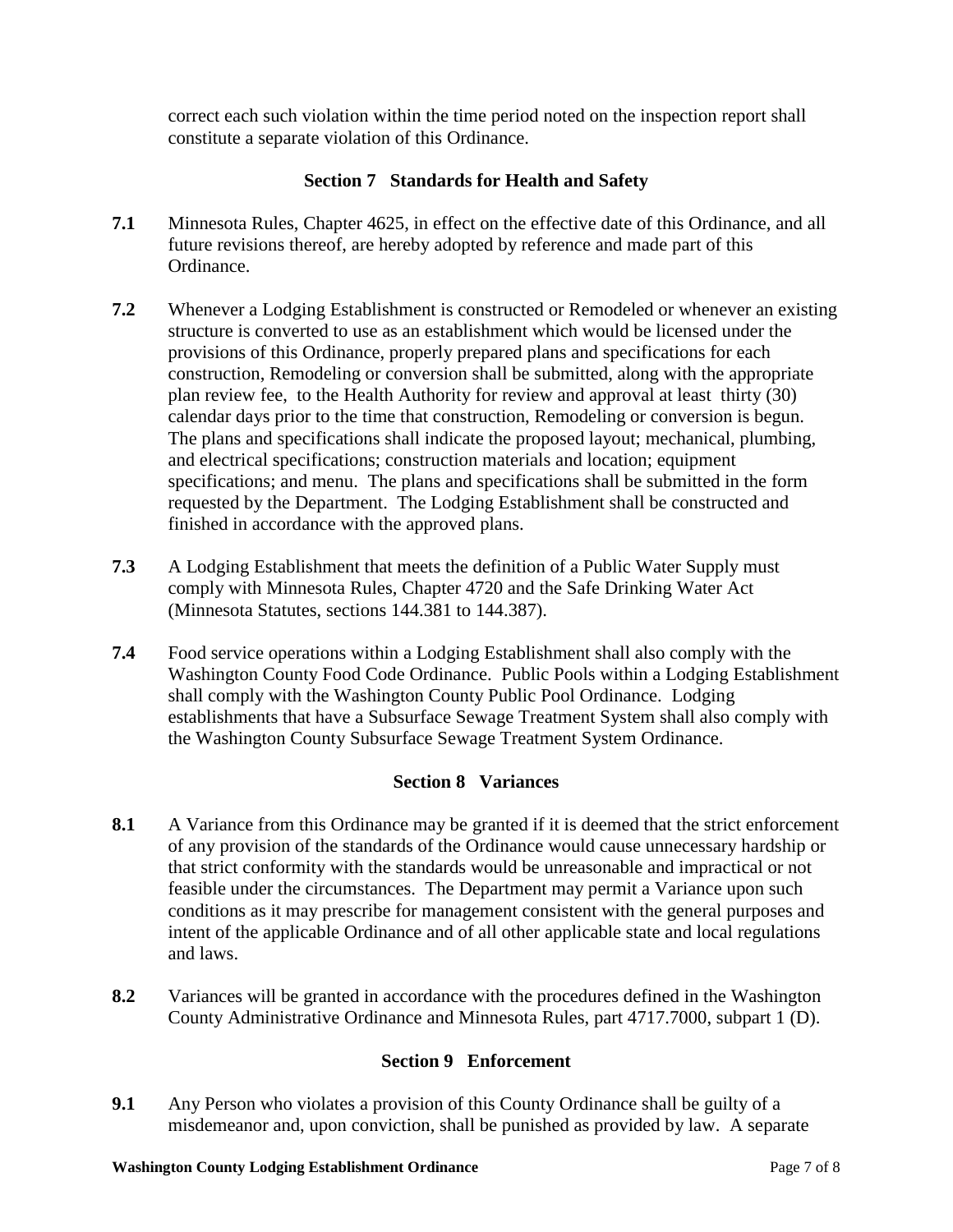correct each such violation within the time period noted on the inspection report shall constitute a separate violation of this Ordinance.

## Section 7 Standards for Health and Safety

**7.1** Minnesota Rules, Chapter 4625, in effect on the effective date of this Ordinance, and all future revisions thereof, are hereby adopted by reference and made part of this Ordinance.

**7.2** Whenever a Lodging Establishment is constructed or Remodeled or whenever an existing structure is converted to use as an establishment which would be licensed under the provisions of this Ordinance, properly prepared plans and specifications for each construction, Remodeling or conversion shall be submitted, along with the appropriate plan review fee, to the Health Authority for review and approval at least thirty (30) calendar days prior to the time that construction, Remodeling or conversion is begun. The plans and specifications shall indicate the proposed layout; mechanical, plumbing, and electrical specifications; construction materials and location; equipment specifications; and menu. The plans and specifications shall be submitted in the form requested by the Department. The Lodging Establishment shall be constructed and finished in accordance with the approved plans.

**7.3** A Lodging Establishment that meets the definition of a Public Water Supply must comply with Minnesota Rules, Chapter 4720 and the Safe Drinking Water Act (Minnesota Statutes, sections 144.381 to 144.387).

**7.4** Food service operations within a Lodging Establishment shall also comply with the Washington County Food Code Ordinance. Public Pools within a Lodging Establishment shall comply with the Washington County Public Pool Ordinance. Lodging establishments that have a Subsurface Sewage Treatment System shall also comply with the Washington County Subsurface Sewage Treatment System Ordinance.

## Section 8 Variances

**8.1** A Variance from this Ordinance may be granted if it is deemed that the strict enforcement of any provision of the standards of the Ordinance would cause unnecessary hardship or that strict conformity with the standards would be unreasonable and impractical or not feasible under the circumstances. The Department may permit a Variance upon such conditions as it may prescribe for management consistent with the general purposes and intent of the applicable Ordinance and of all other applicable state and local regulations and laws.

**8.2** Variances will be granted in accordance with the procedures defined in the Washington County Administrative Ordinance and Minnesota Rules, part 4717.7000, subpart 1 (D).

## Section 9 Enforcement

**9.1** Any Person who violates a provision of this County Ordinance shall be guilty of a misdemeanor and, upon conviction, shall be punished as provided by law. A separate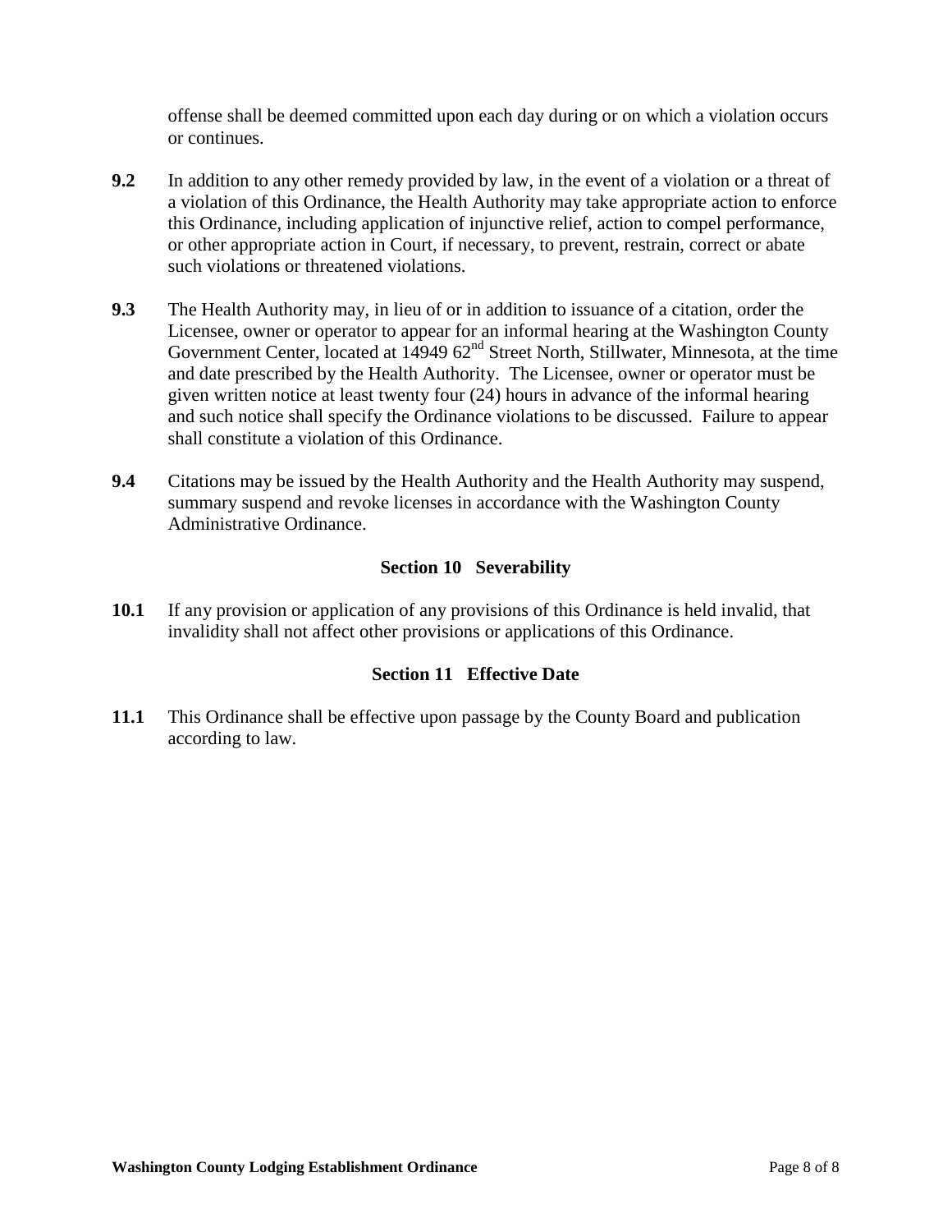offense shall be deemed committed upon each day during or on which a violation occurs or continues.

**9.2** In addition to any other remedy provided by law, in the event of a violation or a threat of a violation of this Ordinance, the Health Authority may take appropriate action to enforce this Ordinance, including application of injunctive relief, action to compel performance, or other appropriate action in Court, if necessary, to prevent, restrain, correct or abate such violations or threatened violations.

**9.3** The Health Authority may, in lieu of or in addition to issuance of a citation, order the Licensee, owner or operator to appear for an informal hearing at the Washington County Government Center, located at 14949 62nd Street North, Stillwater, Minnesota, at the time and date prescribed by the Health Authority. The Licensee, owner or operator must be given written notice at least twenty four (24) hours in advance of the informal hearing and such notice shall specify the Ordinance violations to be discussed. Failure to appear shall constitute a violation of this Ordinance.

**9.4** Citations may be issued by the Health Authority and the Health Authority may suspend, summary suspend and revoke licenses in accordance with the Washington County Administrative Ordinance.

## Section 10 Severability

**10.1** If any provision or application of any provisions of this Ordinance is held invalid, that invalidity shall not affect other provisions or applications of this Ordinance.

## Section 11 Effective Date

**11.1** This Ordinance shall be effective upon passage by the County Board and publication according to law.